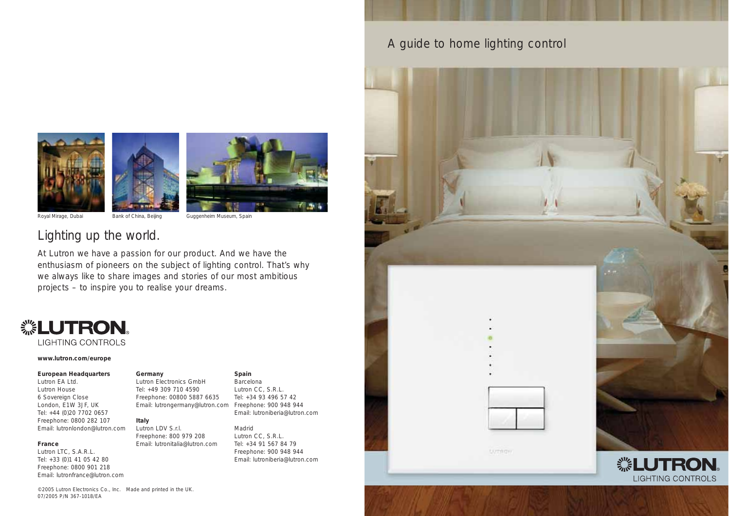# A guide to home lighting control

LUTRON LIGHTING CONTROLS

Royal Mirage, Dubai

Bank of China, Beijing

Guggenheim Museum, Spain

## Lighting up the world.

At Lutron we have a passion for our product. And we have the enthusiasm of pioneers on the subject of lighting control. That's why we always like to share images and stories of our most ambitious projects – to inspire you to realise your dreams.

LUTRON LIGHTING CONTROLS

**www.lutron.com/europe**

**European Headquarters**
Lutron EA Ltd.
Lutron House
6 Sovereign Close
London, E1W 3JF, UK
Tel: +44 (0)20 7702 0657
Freephone: 0800 282 107
Email: lutronlondon@lutron.com

**France**
Lutron LTC, S.A.R.L.
Tel: +33 (0)1 41 05 42 80
Freephone: 0800 901 218
Email: lutronfrance@lutron.com

**Germany**
Lutron Electronics GmbH
Tel: +49 309 710 4590
Freephone: 00800 5887 6635
Email: lutrongermany@lutron.com

**Italy**
Lutron LDV S.r.l.
Freephone: 800 979 208
Email: lutronitalia@lutron.com

**Spain**
Barcelona
Lutron CC, S.R.L.
Tel: +34 93 496 57 42
Freephone: 900 948 944
Email: lutroniberia@lutron.com

Madrid
Lutron CC, S.R.L.
Tel: +34 91 567 84 79
Freephone: 900 948 944
Email: lutroniberia@lutron.com

©2005 Lutron Electronics Co., Inc. Made and printed in the UK.
07/2005 P/N 367-1018/EA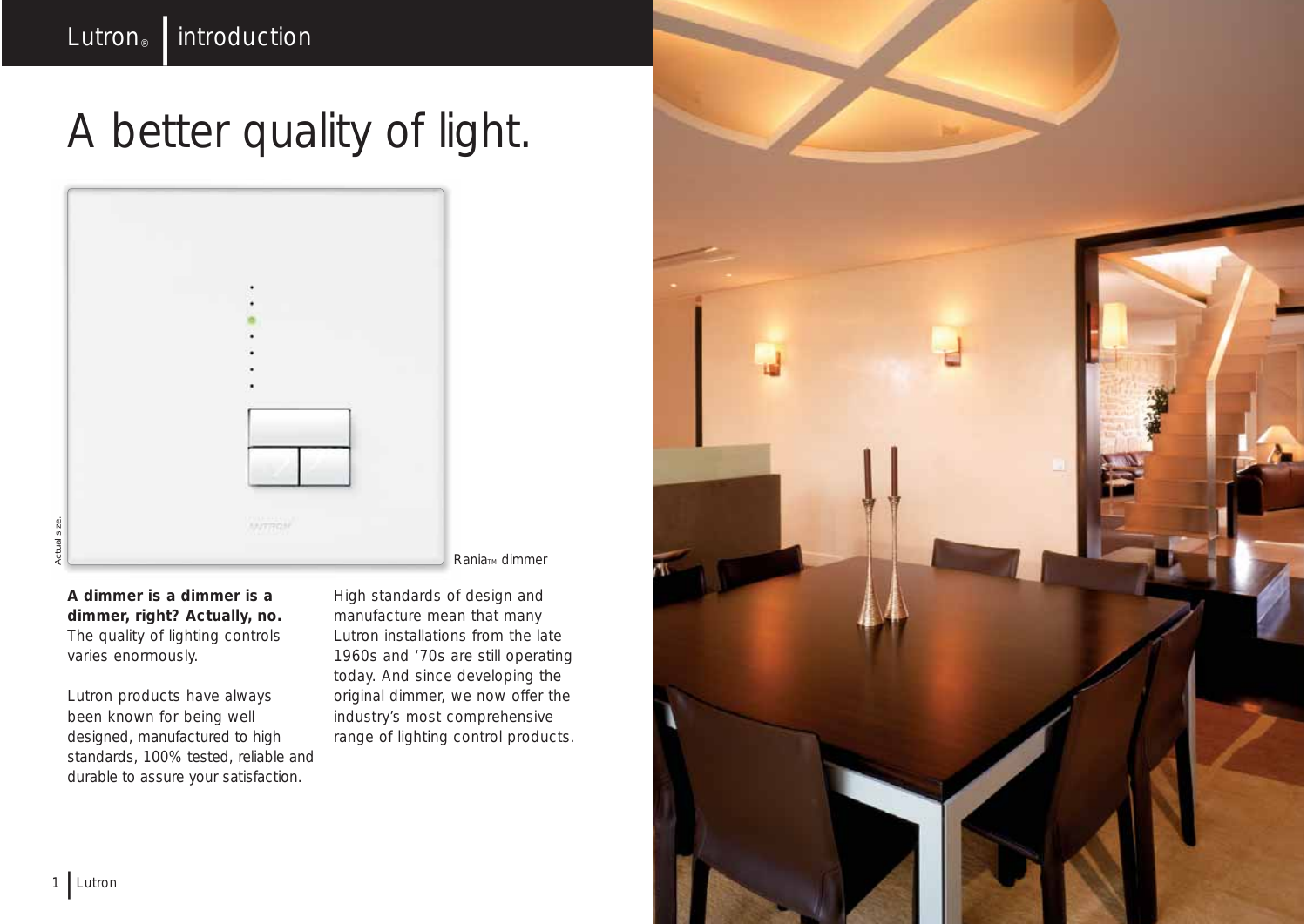# A better quality of light.

Actual size.

Rania™ dimmer

**A dimmer is a dimmer is a dimmer, right? Actually, no.** The quality of lighting controls varies enormously.

Lutron products have always been known for being well designed, manufactured to high standards, 100% tested, reliable and durable to assure your satisfaction.

High standards of design and manufacture mean that many Lutron installations from the late 1960s and '70s are still operating today. And since developing the original dimmer, we now offer the industry's most comprehensive range of lighting control products.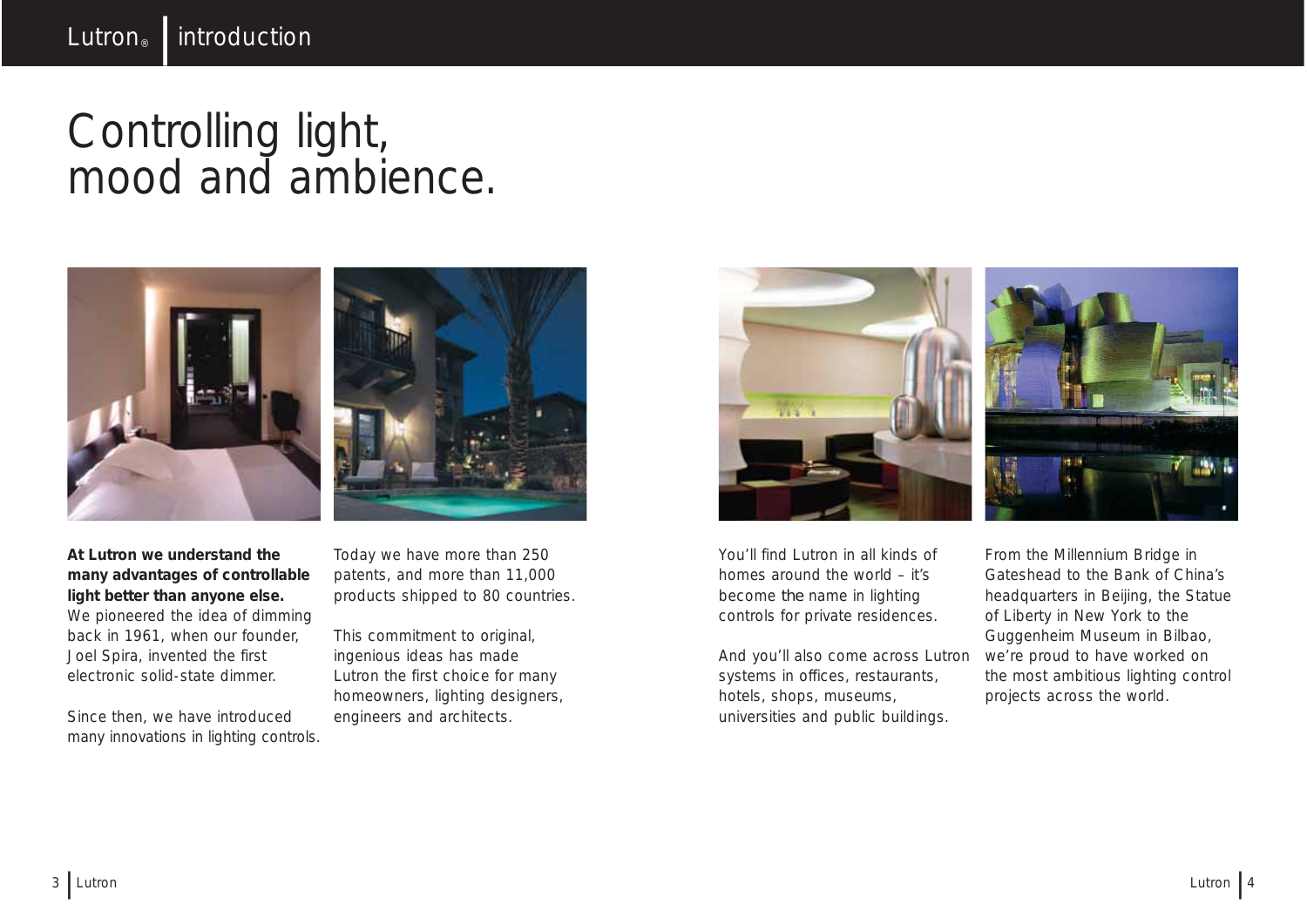# Controlling light, mood and ambience.

**At Lutron we understand the many advantages of controllable light better than anyone else.** We pioneered the idea of dimming back in 1961, when our founder, Joel Spira, invented the first electronic solid-state dimmer.

Since then, we have introduced many innovations in lighting controls.

Today we have more than 250 patents, and more than 11,000 products shipped to 80 countries.

This commitment to original, ingenious ideas has made Lutron the first choice for many homeowners, lighting designers, engineers and architects.

You'll find Lutron in all kinds of homes around the world – it's become the name in lighting controls for private residences.

And you'll also come across Lutron systems in offices, restaurants, hotels, shops, museums, universities and public buildings.

From the Millennium Bridge in Gateshead to the Bank of China's headquarters in Beijing, the Statue of Liberty in New York to the Guggenheim Museum in Bilbao, we're proud to have worked on the most ambitious lighting control projects across the world.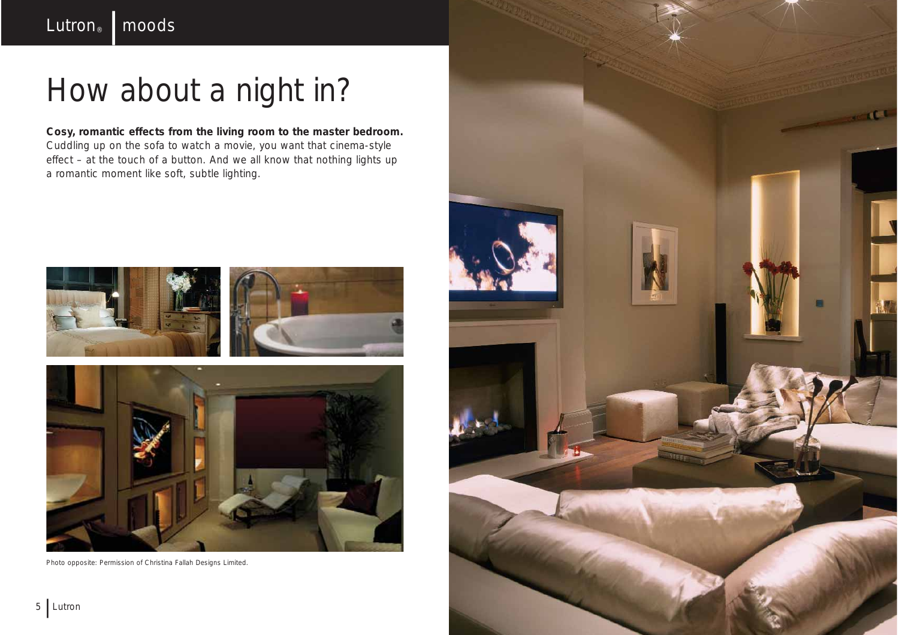# How about a night in?

**Cosy, romantic effects from the living room to the master bedroom.** Cuddling up on the sofa to watch a movie, you want that cinema-style effect – at the touch of a button. And we all know that nothing lights up a romantic moment like soft, subtle lighting.

Photo opposite: Permission of Christina Fallah Designs Limited.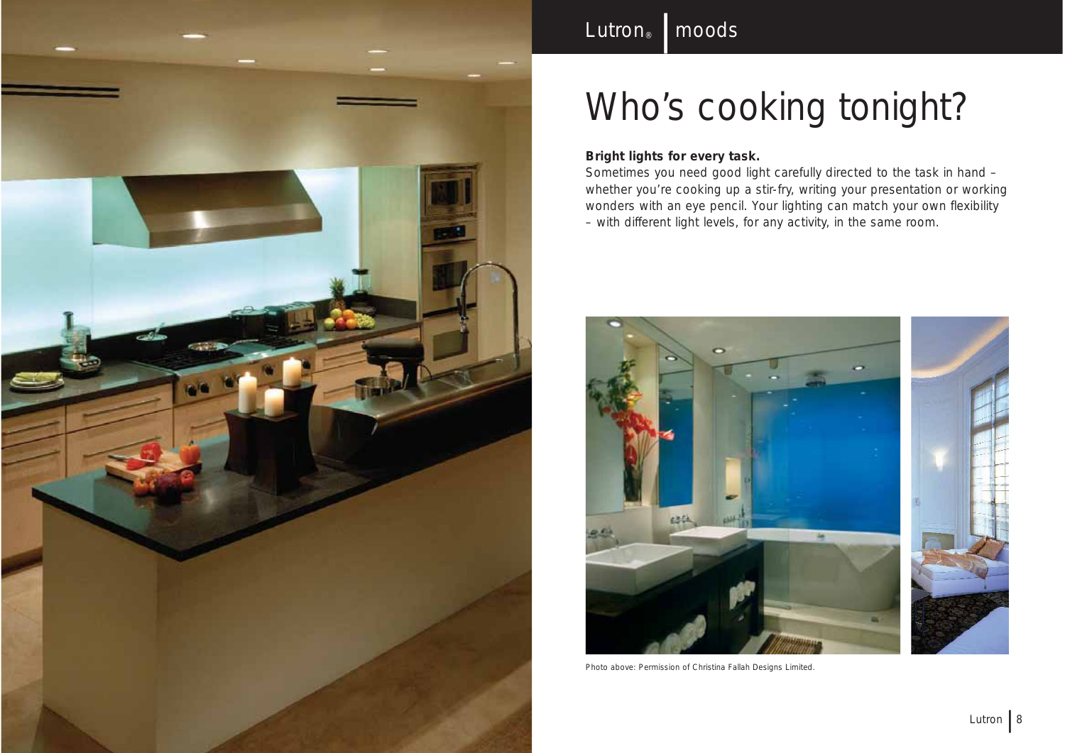# Who's cooking tonight?

**Bright lights for every task.**

Sometimes you need good light carefully directed to the task in hand – whether you're cooking up a stir-fry, writing your presentation or working wonders with an eye pencil. Your lighting can match your own flexibility – with different light levels, for any activity, in the same room.

Photo above: Permission of Christina Fallah Designs Limited.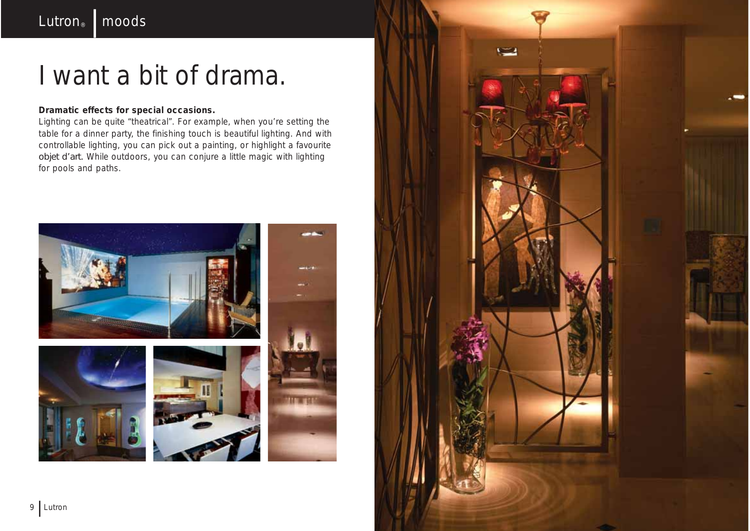# I want a bit of drama.

**Dramatic effects for special occasions.**

Lighting can be quite “theatrical”. For example, when you’re setting the table for a dinner party, the finishing touch is beautiful lighting. And with controllable lighting, you can pick out a painting, or highlight a favourite objet d’art. While outdoors, you can conjure a little magic with lighting for pools and paths.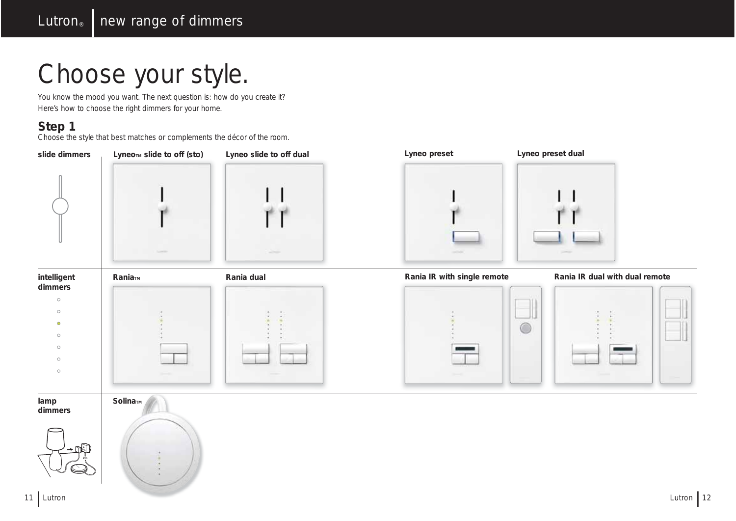# Choose your style.

You know the mood you want. The next question is: how do you create it?
Here's how to choose the right dimmers for your home.

**Step 1**
Choose the style that best matches or complements the décor of the room.

**slide dimmers**

- **Lyneo™ slide to off (sto)**
- **Lyneo slide to off dual**
- **Lyneo preset**
- **Lyneo preset dual**

**intelligent dimmers**

- **Rania™**
- **Rania dual**
- **Rania IR with single remote**
- **Rania IR dual with dual remote**

**lamp dimmers**

- **Solina™**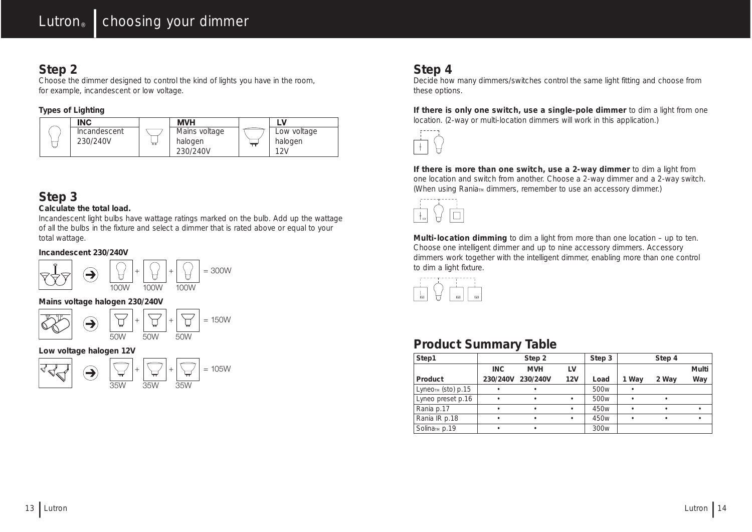# choosing your dimmer

## Step 2

Choose the dimmer designed to control the kind of lights you have in the room, for example, incandescent or low voltage.

**Types of Lighting**

| INC | MVH | LV |
|---|---|---|
| Incandescent 230/240V | Mains voltage halogen 230/240V | Low voltage halogen 12V |

## Step 3

**Calculate the total load.**

Incandescent light bulbs have wattage ratings marked on the bulb. Add up the wattage of all the bulbs in the fixture and select a dimmer that is rated above or equal to your total wattage.

**Incandescent 230/240V**

100W + 100W + 100W = 300W

**Mains voltage halogen 230/240V**

50W + 50W + 50W = 150W

**Low voltage halogen 12V**

35W + 35W + 35W = 105W

## Step 4

Decide how many dimmers/switches control the same light fitting and choose from these options.

**If there is only one switch, use a single-pole dimmer** to dim a light from one location. (2-way or multi-location dimmers will work in this application.)

**If there is more than one switch, use a 2-way dimmer** to dim a light from one location and switch from another. Choose a 2-way dimmer and a 2-way switch. (When using Rania™ dimmers, remember to use an accessory dimmer.)

**Multi-location dimming** to dim a light from more than one location – up to ten. Choose one intelligent dimmer and up to nine accessory dimmers. Accessory dimmers work together with the intelligent dimmer, enabling more than one control to dim a light fixture.

## Product Summary Table

| Step1 | Step 2 | | | Step 3 | Step 4 | | |
|---|---|---|---|---|---|---|---|
| Product | INC 230/240V | MVH 230/240V | LV 12V | Load | 1 Way | 2 Way | Multi Way |
| Lyneo™ (sto) p.15 | • | • | | 500w | • | | |
| Lyneo preset p.16 | • | • | • | 500w | • | • | |
| Rania p.17 | • | • | • | 450w | • | • | • |
| Rania IR p.18 | • | • | • | 450w | • | • | • |
| Solina™ p.19 | • | • | | 300w | | | |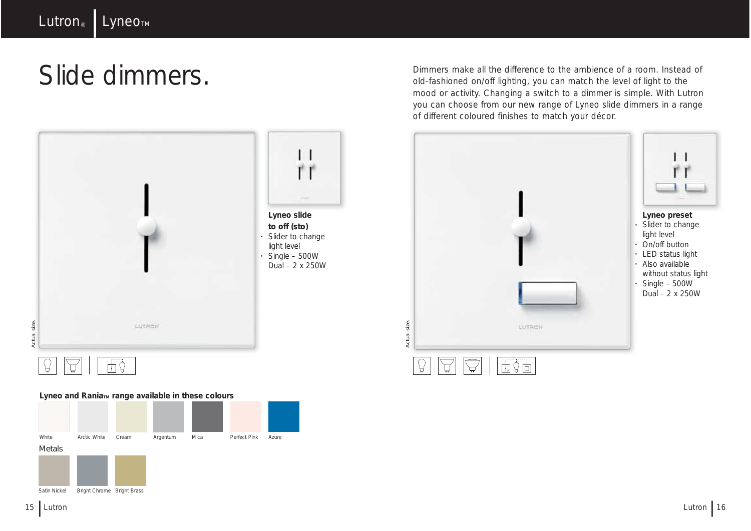# Slide dimmers.

Dimmers make all the difference to the ambience of a room. Instead of old-fashioned on/off lighting, you can match the level of light to the mood or activity. Changing a switch to a dimmer is simple. With Lutron you can choose from our new range of Lyneo slide dimmers in a range of different coloured finishes to match your décor.

Actual size.

**Lyneo slide to off (sto)**

- Slider to change light level
- Single – 500W
  Dual – 2 x 250W

Actual size.

**Lyneo preset**

- Slider to change light level
- On/off button
- LED status light
- Also available without status light
- Single – 500W
  Dual – 2 x 250W

**Lyneo and Rania™ range available in these colours**

White, Arctic White, Cream, Argentum, Mica, Perfect Pink, Azure

Metals

Satin Nickel, Bright Chrome, Bright Brass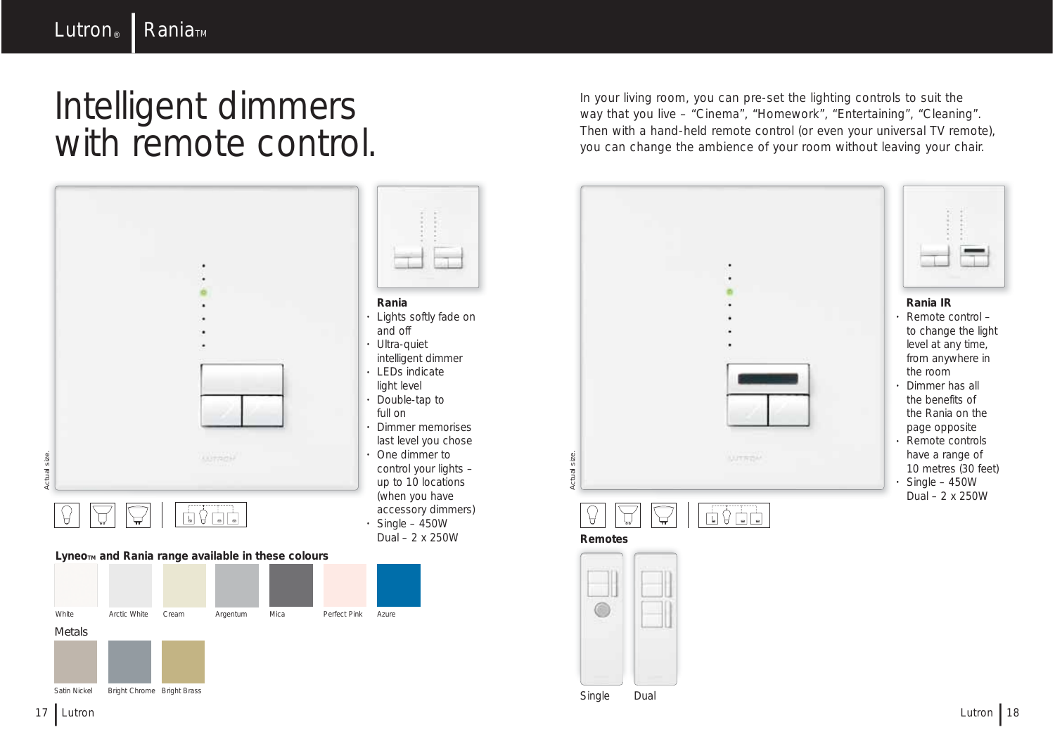# Intelligent dimmers with remote control.

In your living room, you can pre-set the lighting controls to suit the way that you live – "Cinema", "Homework", "Entertaining", "Cleaning". Then with a hand-held remote control (or even your universal TV remote), you can change the ambience of your room without leaving your chair.

Actual size.

**Rania**

- Lights softly fade on and off
- Ultra-quiet intelligent dimmer
- LEDs indicate light level
- Double-tap to full on
- Dimmer memorises last level you chose
- One dimmer to control your lights – up to 10 locations (when you have accessory dimmers)
- Single – 450W
  Dual – 2 x 250W

**LyneoTM and Rania range available in these colours**

White, Arctic White, Cream, Argentum, Mica, Perfect Pink, Azure

Metals

Satin Nickel, Bright Chrome, Bright Brass

Actual size.

**Rania IR**

- Remote control – to change the light level at any time, from anywhere in the room
- Dimmer has all the benefits of the Rania on the page opposite
- Remote controls have a range of 10 metres (30 feet)
- Single – 450W
  Dual – 2 x 250W

**Remotes**

Single

Dual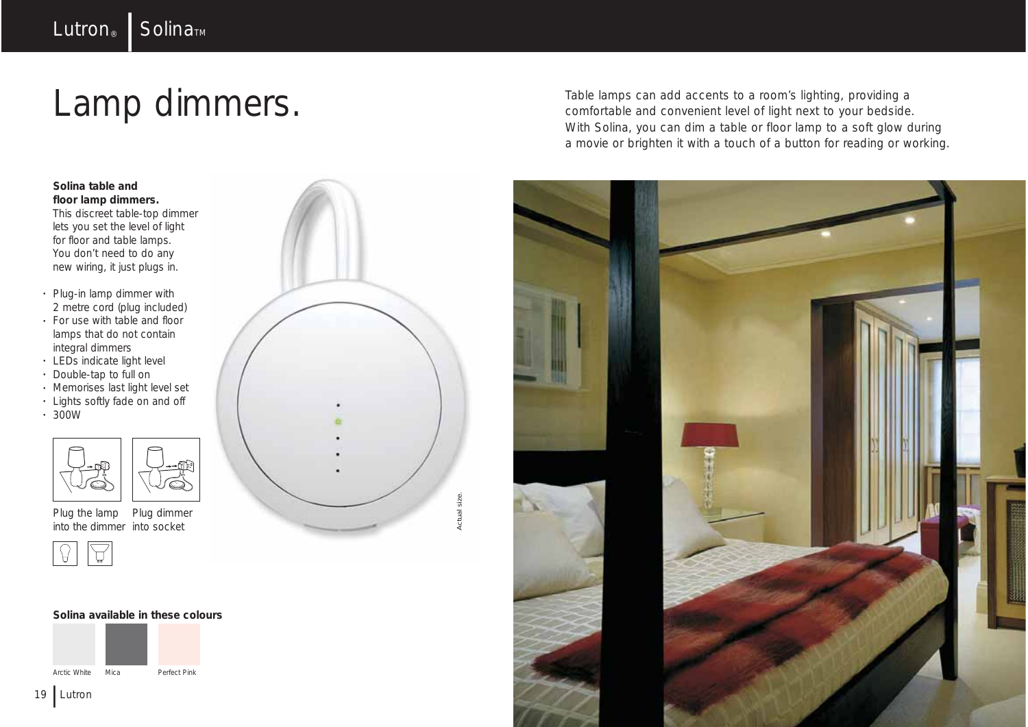# Lamp dimmers.

Table lamps can add accents to a room's lighting, providing a comfortable and convenient level of light next to your bedside. With Solina, you can dim a table or floor lamp to a soft glow during a movie or brighten it with a touch of a button for reading or working.

**Solina table and floor lamp dimmers.**
This discreet table-top dimmer lets you set the level of light for floor and table lamps. You don't need to do any new wiring, it just plugs in.

- Plug-in lamp dimmer with 2 metre cord (plug included)
- For use with table and floor lamps that do not contain integral dimmers
- LEDs indicate light level
- Double-tap to full on
- Memorises last light level set
- Lights softly fade on and off
- 300W

Plug the lamp into the dimmer

Plug dimmer into socket

Actual size.

**Solina available in these colours**

Arctic White

Mica

Perfect Pink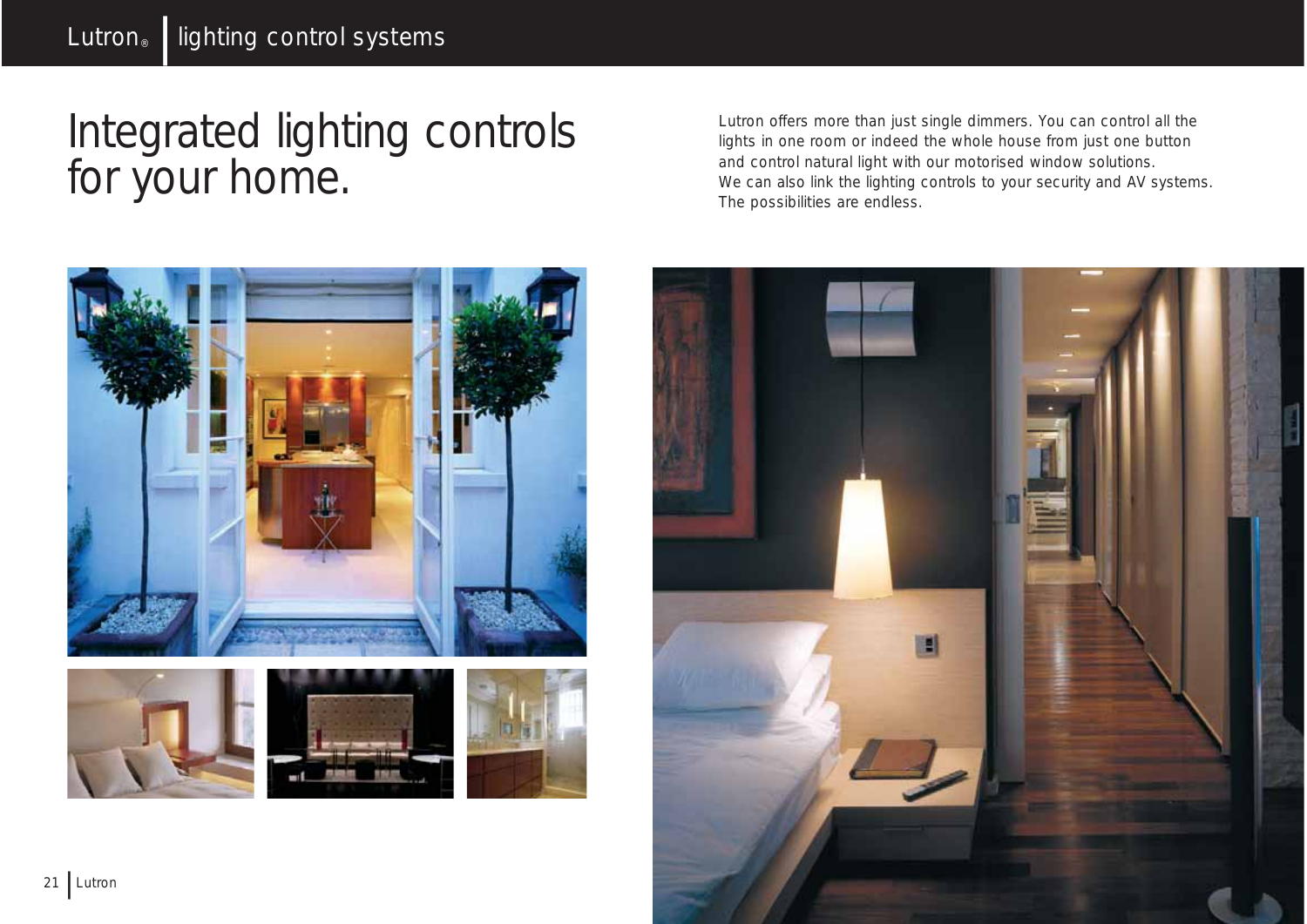# Integrated lighting controls for your home.

Lutron offers more than just single dimmers. You can control all the lights in one room or indeed the whole house from just one button and control natural light with our motorised window solutions.
We can also link the lighting controls to your security and AV systems.
The possibilities are endless.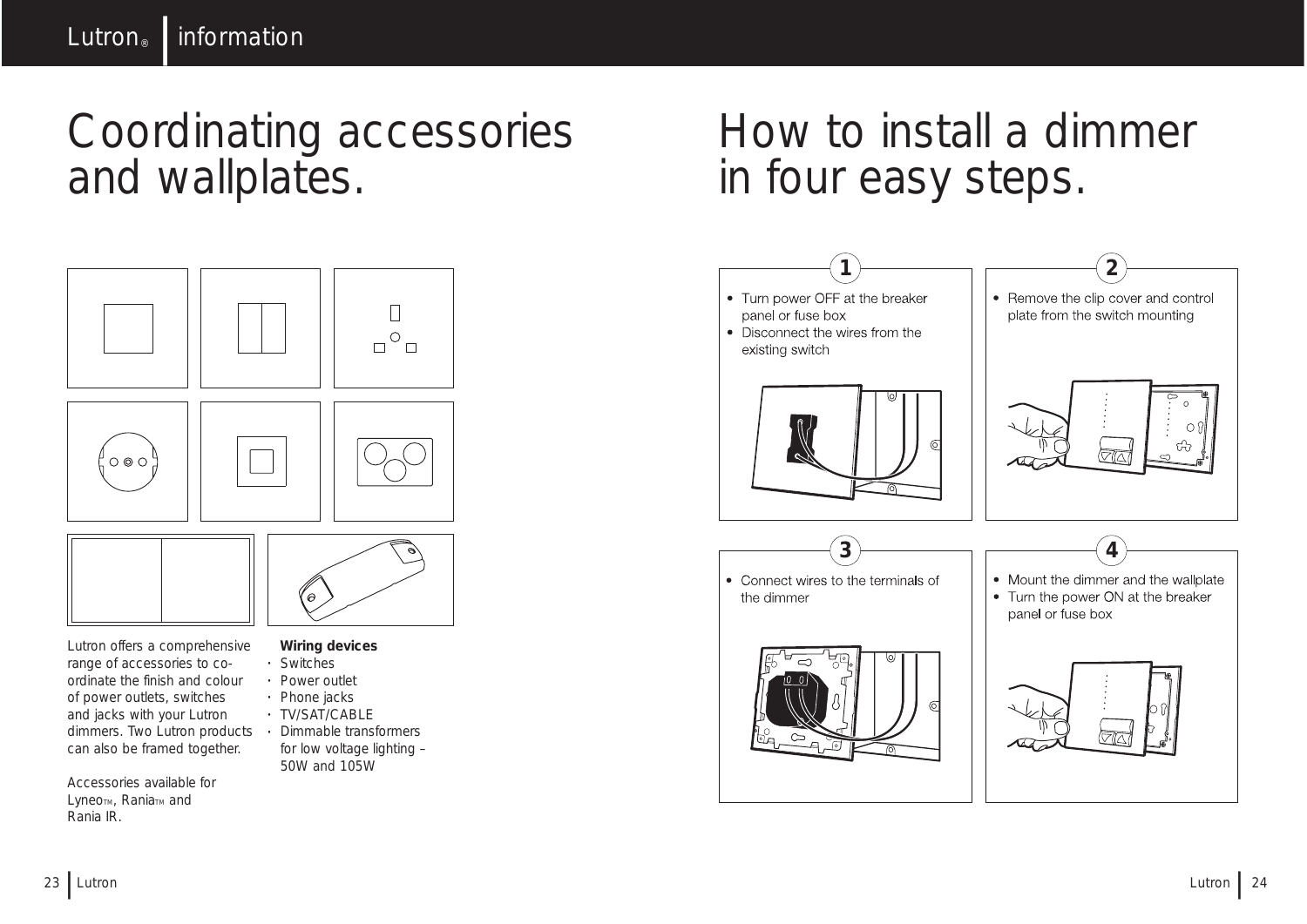# Coordinating accessories and wallplates.

Lutron offers a comprehensive range of accessories to co-ordinate the finish and colour of power outlets, switches and jacks with your Lutron dimmers. Two Lutron products can also be framed together.

Accessories available for Lyneo™, Rania™ and Rania IR.

**Wiring devices**

- Switches
- Power outlet
- Phone jacks
- TV/SAT/CABLE
- Dimmable transformers for low voltage lighting – 50W and 105W

# How to install a dimmer in four easy steps.

**1**

- Turn power OFF at the breaker panel or fuse box
- Disconnect the wires from the existing switch

**2**

- Remove the clip cover and control plate from the switch mounting

**3**

- Connect wires to the terminals of the dimmer

**4**

- Mount the dimmer and the wallplate
- Turn the power ON at the breaker panel or fuse box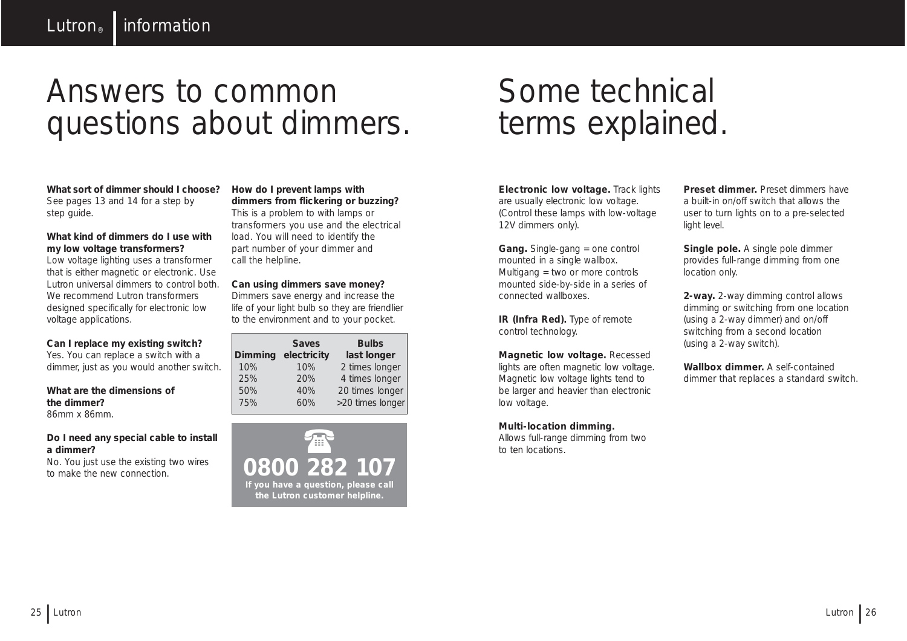# Answers to common questions about dimmers.

**What sort of dimmer should I choose?**
See pages 13 and 14 for a step by step guide.

**What kind of dimmers do I use with my low voltage transformers?**
Low voltage lighting uses a transformer that is either magnetic or electronic. Use Lutron universal dimmers to control both. We recommend Lutron transformers designed specifically for electronic low voltage applications.

**Can I replace my existing switch?**
Yes. You can replace a switch with a dimmer, just as you would another switch.

**What are the dimensions of the dimmer?**
86mm x 86mm.

**Do I need any special cable to install a dimmer?**
No. You just use the existing two wires to make the new connection.

**How do I prevent lamps with dimmers from flickering or buzzing?**
This is a problem to with lamps or transformers you use and the electrical load. You will need to identify the part number of your dimmer and call the helpline.

**Can using dimmers save money?**
Dimmers save energy and increase the life of your light bulb so they are friendlier to the environment and to your pocket.

| Dimming | Saves electricity | Bulbs last longer |
|---|---|---|
| 10% | 10% | 2 times longer |
| 25% | 20% | 4 times longer |
| 50% | 40% | 20 times longer |
| 75% | 60% | >20 times longer |

**0800 282 107**

**If you have a question, please call the Lutron customer helpline.**

# Some technical terms explained.

**Electronic low voltage.** Track lights are usually electronic low voltage. (Control these lamps with low-voltage 12V dimmers only).

**Gang.** Single-gang = one control mounted in a single wallbox. Multigang = two or more controls mounted side-by-side in a series of connected wallboxes.

**IR (Infra Red).** Type of remote control technology.

**Magnetic low voltage.** Recessed lights are often magnetic low voltage. Magnetic low voltage lights tend to be larger and heavier than electronic low voltage.

**Multi-location dimming.**
Allows full-range dimming from two to ten locations.

**Preset dimmer.** Preset dimmers have a built-in on/off switch that allows the user to turn lights on to a pre-selected light level.

**Single pole.** A single pole dimmer provides full-range dimming from one location only.

**2-way.** 2-way dimming control allows dimming or switching from one location (using a 2-way dimmer) and on/off switching from a second location (using a 2-way switch).

**Wallbox dimmer.** A self-contained dimmer that replaces a standard switch.